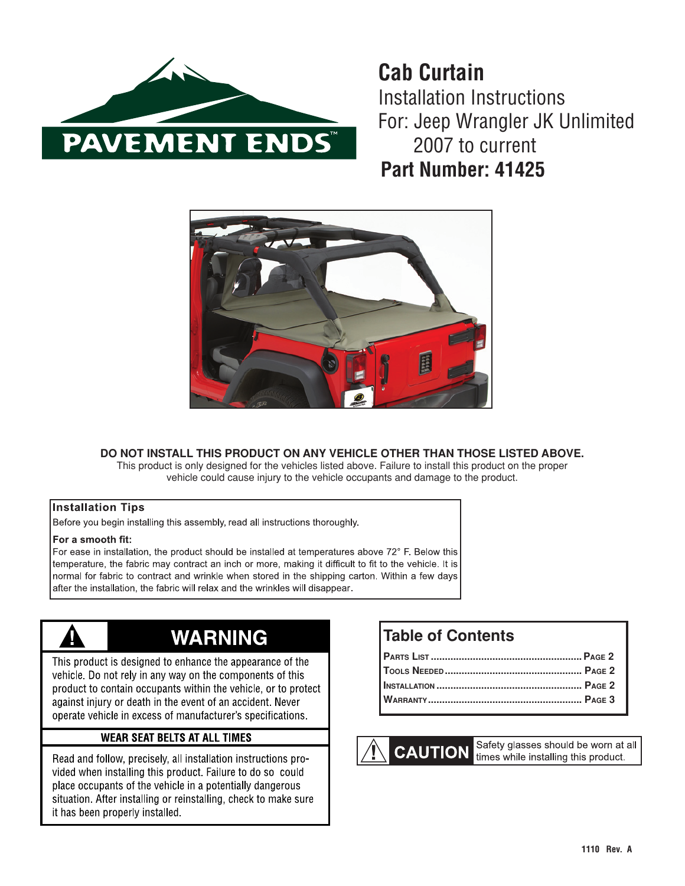PAVEMENT ENDS™

# Cab Curtain

Installation Instructions
For: Jeep Wrangler JK Unlimited
2007 to current

**Part Number: 41425**

**DO NOT INSTALL THIS PRODUCT ON ANY VEHICLE OTHER THAN THOSE LISTED ABOVE.**
This product is only designed for the vehicles listed above. Failure to install this product on the proper vehicle could cause injury to the vehicle occupants and damage to the product.

**Installation Tips**

Before you begin installing this assembly, read all instructions thoroughly.

**For a smooth fit:**
For ease in installation, the product should be installed at temperatures above 72° F. Below this temperature, the fabric may contract an inch or more, making it difficult to fit to the vehicle. It is normal for fabric to contract and wrinkle when stored in the shipping carton. Within a few days after the installation, the fabric will relax and the wrinkles will disappear.

## WARNING

This product is designed to enhance the appearance of the vehicle. Do not rely in any way on the components of this product to contain occupants within the vehicle, or to protect against injury or death in the event of an accident. Never operate vehicle in excess of manufacturer's specifications.

**WEAR SEAT BELTS AT ALL TIMES**

Read and follow, precisely, all installation instructions provided when installing this product. Failure to do so could place occupants of the vehicle in a potentially dangerous situation. After installing or reinstalling, check to make sure it has been properly installed.

## Table of Contents

| | |
|---|---|
| Parts List | Page 2 |
| Tools Needed | Page 2 |
| Installation | Page 2 |
| Warranty | Page 3 |

**CAUTION** Safety glasses should be worn at all times while installing this product.

1110 Rev. A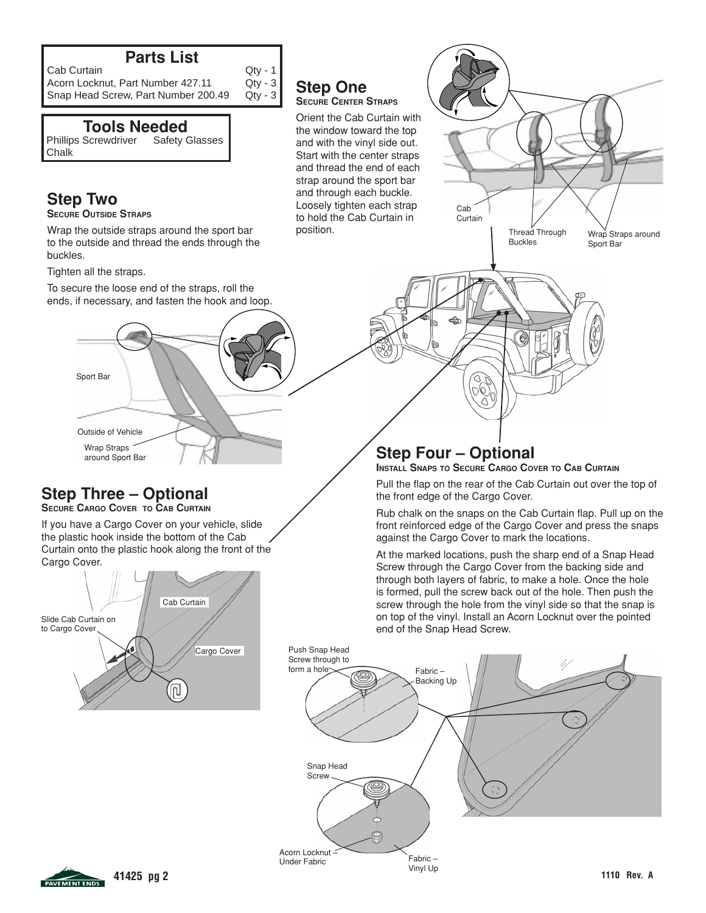## Parts List

| Cab Curtain | Qty - 1 |
|---|---|
| Acorn Locknut, Part Number 427.11 | Qty - 3 |
| Snap Head Screw, Part Number 200.49 | Qty - 3 |

## Tools Needed

Phillips Screwdriver
Safety Glasses
Chalk

## Step One

**Secure Center Straps**

Orient the Cab Curtain with the window toward the top and with the vinyl side out. Start with the center straps and thread the end of each strap around the sport bar and through each buckle. Loosely tighten each strap to hold the Cab Curtain in position.

Cab Curtain

Thread Through Buckles

Wrap Straps around Sport Bar

## Step Two

**Secure Outside Straps**

Wrap the outside straps around the sport bar to the outside and thread the ends through the buckles.

Tighten all the straps.

To secure the loose end of the straps, roll the ends, if necessary, and fasten the hook and loop.

Sport Bar

Outside of Vehicle

Wrap Straps around Sport Bar

## Step Three – Optional

**Secure Cargo Cover to Cab Curtain**

If you have a Cargo Cover on your vehicle, slide the plastic hook inside the bottom of the Cab Curtain onto the plastic hook along the front of the Cargo Cover.

Slide Cab Curtain on to Cargo Cover

Cab Curtain

Cargo Cover

## Step Four – Optional

**Install Snaps to Secure Cargo Cover to Cab Curtain**

Pull the flap on the rear of the Cab Curtain out over the top of the front edge of the Cargo Cover.

Rub chalk on the snaps on the Cab Curtain flap. Pull up on the front reinforced edge of the Cargo Cover and press the snaps against the Cargo Cover to mark the locations.

At the marked locations, push the sharp end of a Snap Head Screw through the Cargo Cover from the backing side and through both layers of fabric, to make a hole. Once the hole is formed, pull the screw back out of the hole. Then push the screw through the hole from the vinyl side so that the snap is on top of the vinyl. Install an Acorn Locknut over the pointed end of the Snap Head Screw.

Push Snap Head Screw through to form a hole

Fabric – Backing Up

Snap Head Screw

Acorn Locknut – Under Fabric

Fabric – Vinyl Up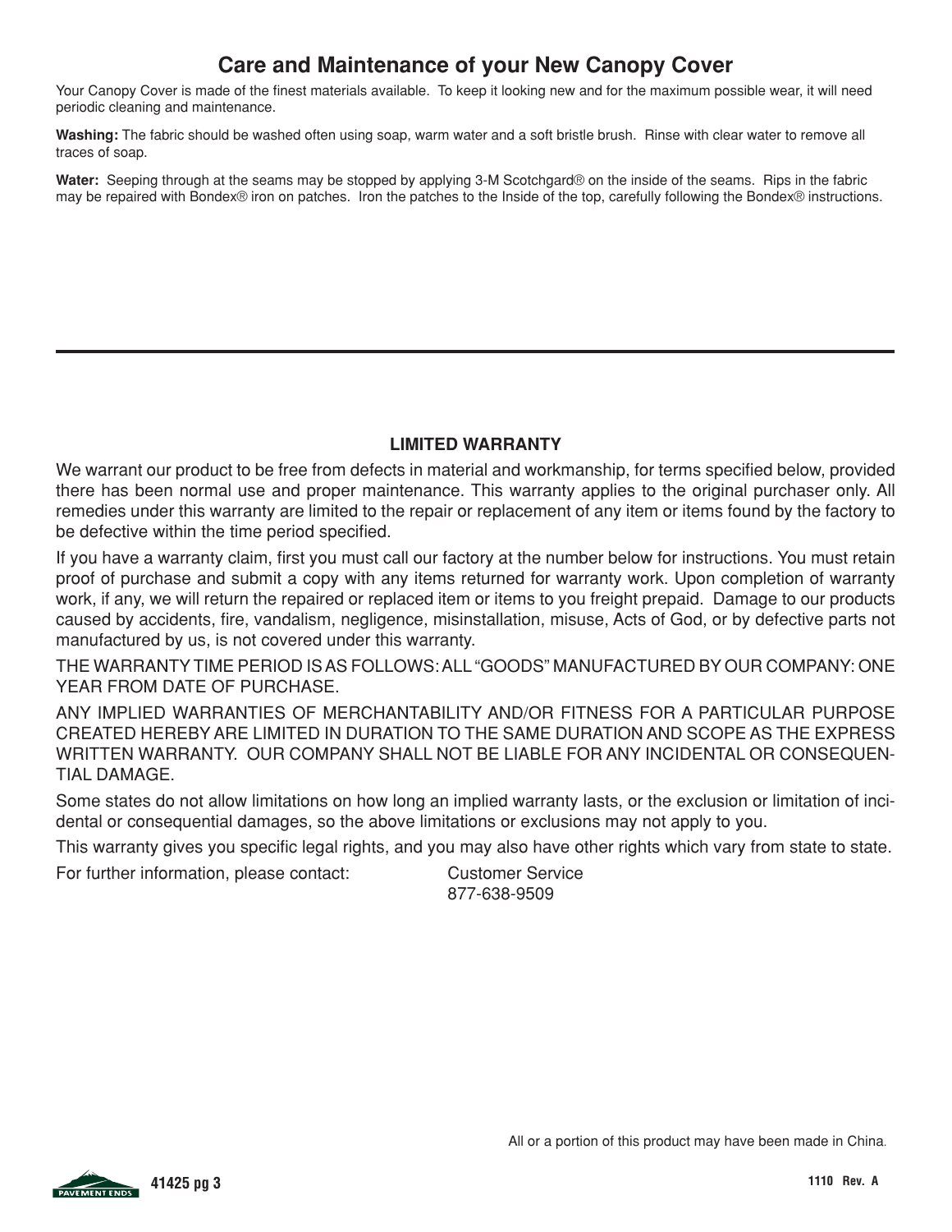# Care and Maintenance of your New Canopy Cover

Your Canopy Cover is made of the finest materials available. To keep it looking new and for the maximum possible wear, it will need periodic cleaning and maintenance.

**Washing:** The fabric should be washed often using soap, warm water and a soft bristle brush. Rinse with clear water to remove all traces of soap.

**Water:** Seeping through at the seams may be stopped by applying 3-M Scotchgard® on the inside of the seams. Rips in the fabric may be repaired with Bondex® iron on patches. Iron the patches to the Inside of the top, carefully following the Bondex® instructions.

---

**LIMITED WARRANTY**

We warrant our product to be free from defects in material and workmanship, for terms specified below, provided there has been normal use and proper maintenance. This warranty applies to the original purchaser only. All remedies under this warranty are limited to the repair or replacement of any item or items found by the factory to be defective within the time period specified.

If you have a warranty claim, first you must call our factory at the number below for instructions. You must retain proof of purchase and submit a copy with any items returned for warranty work. Upon completion of warranty work, if any, we will return the repaired or replaced item or items to you freight prepaid. Damage to our products caused by accidents, fire, vandalism, negligence, misinstallation, misuse, Acts of God, or by defective parts not manufactured by us, is not covered under this warranty.

THE WARRANTY TIME PERIOD IS AS FOLLOWS: ALL "GOODS" MANUFACTURED BY OUR COMPANY: ONE YEAR FROM DATE OF PURCHASE.

ANY IMPLIED WARRANTIES OF MERCHANTABILITY AND/OR FITNESS FOR A PARTICULAR PURPOSE CREATED HEREBY ARE LIMITED IN DURATION TO THE SAME DURATION AND SCOPE AS THE EXPRESS WRITTEN WARRANTY. OUR COMPANY SHALL NOT BE LIABLE FOR ANY INCIDENTAL OR CONSEQUENTIAL DAMAGE.

Some states do not allow limitations on how long an implied warranty lasts, or the exclusion or limitation of incidental or consequential damages, so the above limitations or exclusions may not apply to you.

This warranty gives you specific legal rights, and you may also have other rights which vary from state to state.

For further information, please contact: Customer Service
877-638-9509

All or a portion of this product may have been made in China.

41425 pg 3

1110 Rev. A